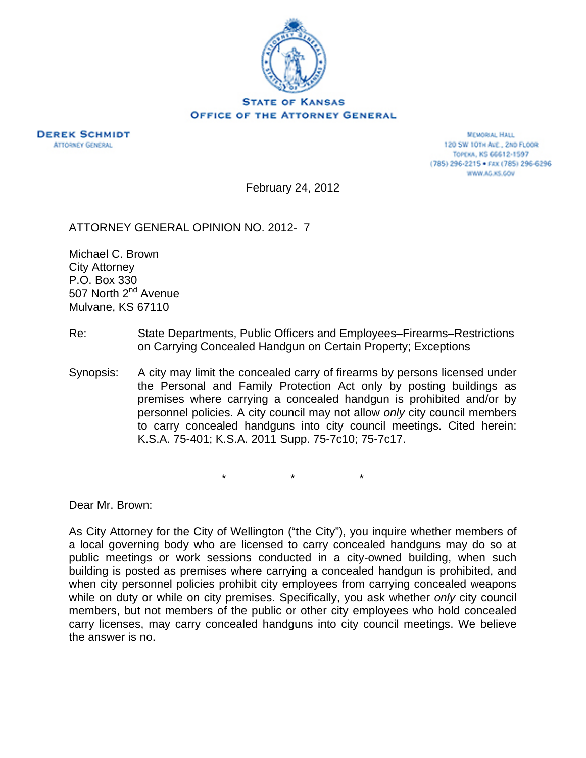STATE OF KANSAS
OFFICE OF THE ATTORNEY GENERAL

DEREK SCHMIDT
ATTORNEY GENERAL

MEMORIAL HALL
120 SW 10TH AVE., 2ND FLOOR
TOPEKA, KS 66612-1597
(785) 296-2215 • FAX (785) 296-6296
WWW.AG.KS.GOV

February 24, 2012

ATTORNEY GENERAL OPINION NO. 2012- 7

Michael C. Brown
City Attorney
P.O. Box 330
507 North 2nd Avenue
Mulvane, KS 67110

Re: State Departments, Public Officers and Employees–Firearms–Restrictions on Carrying Concealed Handgun on Certain Property; Exceptions

Synopsis: A city may limit the concealed carry of firearms by persons licensed under the Personal and Family Protection Act only by posting buildings as premises where carrying a concealed handgun is prohibited and/or by personnel policies. A city council may not allow *only* city council members to carry concealed handguns into city council meetings. Cited herein: K.S.A. 75-401; K.S.A. 2011 Supp. 75-7c10; 75-7c17.

\*     \*     \*

Dear Mr. Brown:

As City Attorney for the City of Wellington ("the City"), you inquire whether members of a local governing body who are licensed to carry concealed handguns may do so at public meetings or work sessions conducted in a city-owned building, when such building is posted as premises where carrying a concealed handgun is prohibited, and when city personnel policies prohibit city employees from carrying concealed weapons while on duty or while on city premises. Specifically, you ask whether *only* city council members, but not members of the public or other city employees who hold concealed carry licenses, may carry concealed handguns into city council meetings. We believe the answer is no.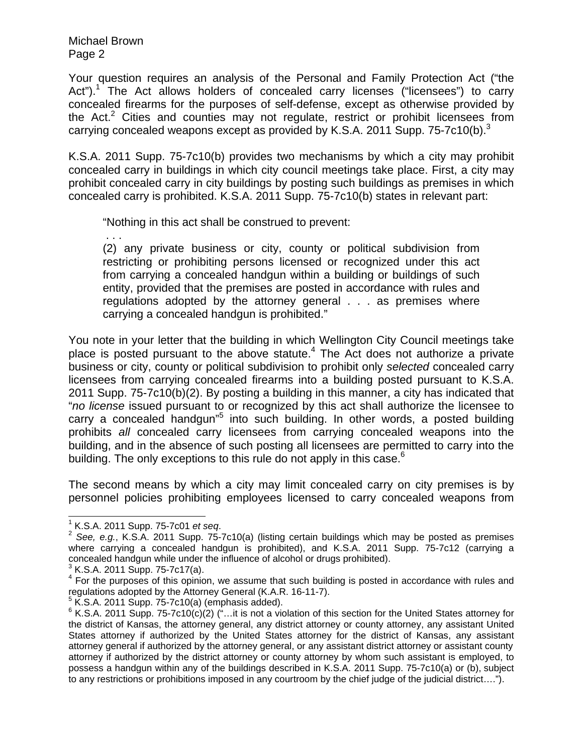Your question requires an analysis of the Personal and Family Protection Act ("the Act").[1] The Act allows holders of concealed carry licenses ("licensees") to carry concealed firearms for the purposes of self-defense, except as otherwise provided by the Act.[2] Cities and counties may not regulate, restrict or prohibit licensees from carrying concealed weapons except as provided by K.S.A. 2011 Supp. 75-7c10(b).[3]

K.S.A. 2011 Supp. 75-7c10(b) provides two mechanisms by which a city may prohibit concealed carry in buildings in which city council meetings take place. First, a city may prohibit concealed carry in city buildings by posting such buildings as premises in which concealed carry is prohibited. K.S.A. 2011 Supp. 75-7c10(b) states in relevant part:

> "Nothing in this act shall be construed to prevent:
>
> . . .
>
> (2) any private business or city, county or political subdivision from restricting or prohibiting persons licensed or recognized under this act from carrying a concealed handgun within a building or buildings of such entity, provided that the premises are posted in accordance with rules and regulations adopted by the attorney general . . . as premises where carrying a concealed handgun is prohibited."

You note in your letter that the building in which Wellington City Council meetings take place is posted pursuant to the above statute.[4] The Act does not authorize a private business or city, county or political subdivision to prohibit only *selected* concealed carry licensees from carrying concealed firearms into a building posted pursuant to K.S.A. 2011 Supp. 75-7c10(b)(2). By posting a building in this manner, a city has indicated that "*no license* issued pursuant to or recognized by this act shall authorize the licensee to carry a concealed handgun"[5] into such building. In other words, a posted building prohibits *all* concealed carry licensees from carrying concealed weapons into the building, and in the absence of such posting all licensees are permitted to carry into the building. The only exceptions to this rule do not apply in this case.[6]

The second means by which a city may limit concealed carry on city premises is by personnel policies prohibiting employees licensed to carry concealed weapons from

---

[1] K.S.A. 2011 Supp. 75-7c01 *et seq*.

[2] *See, e.g.*, K.S.A. 2011 Supp. 75-7c10(a) (listing certain buildings which may be posted as premises where carrying a concealed handgun is prohibited), and K.S.A. 2011 Supp. 75-7c12 (carrying a concealed handgun while under the influence of alcohol or drugs prohibited).

[3] K.S.A. 2011 Supp. 75-7c17(a).

[4] For the purposes of this opinion, we assume that such building is posted in accordance with rules and regulations adopted by the Attorney General (K.A.R. 16-11-7).

[5] K.S.A. 2011 Supp. 75-7c10(a) (emphasis added).

[6] K.S.A. 2011 Supp. 75-7c10(c)(2) ("…it is not a violation of this section for the United States attorney for the district of Kansas, the attorney general, any district attorney or county attorney, any assistant United States attorney if authorized by the United States attorney for the district of Kansas, any assistant attorney general if authorized by the attorney general, or any assistant district attorney or assistant county attorney if authorized by the district attorney or county attorney by whom such assistant is employed, to possess a handgun within any of the buildings described in K.S.A. 2011 Supp. 75-7c10(a) or (b), subject to any restrictions or prohibitions imposed in any courtroom by the chief judge of the judicial district….").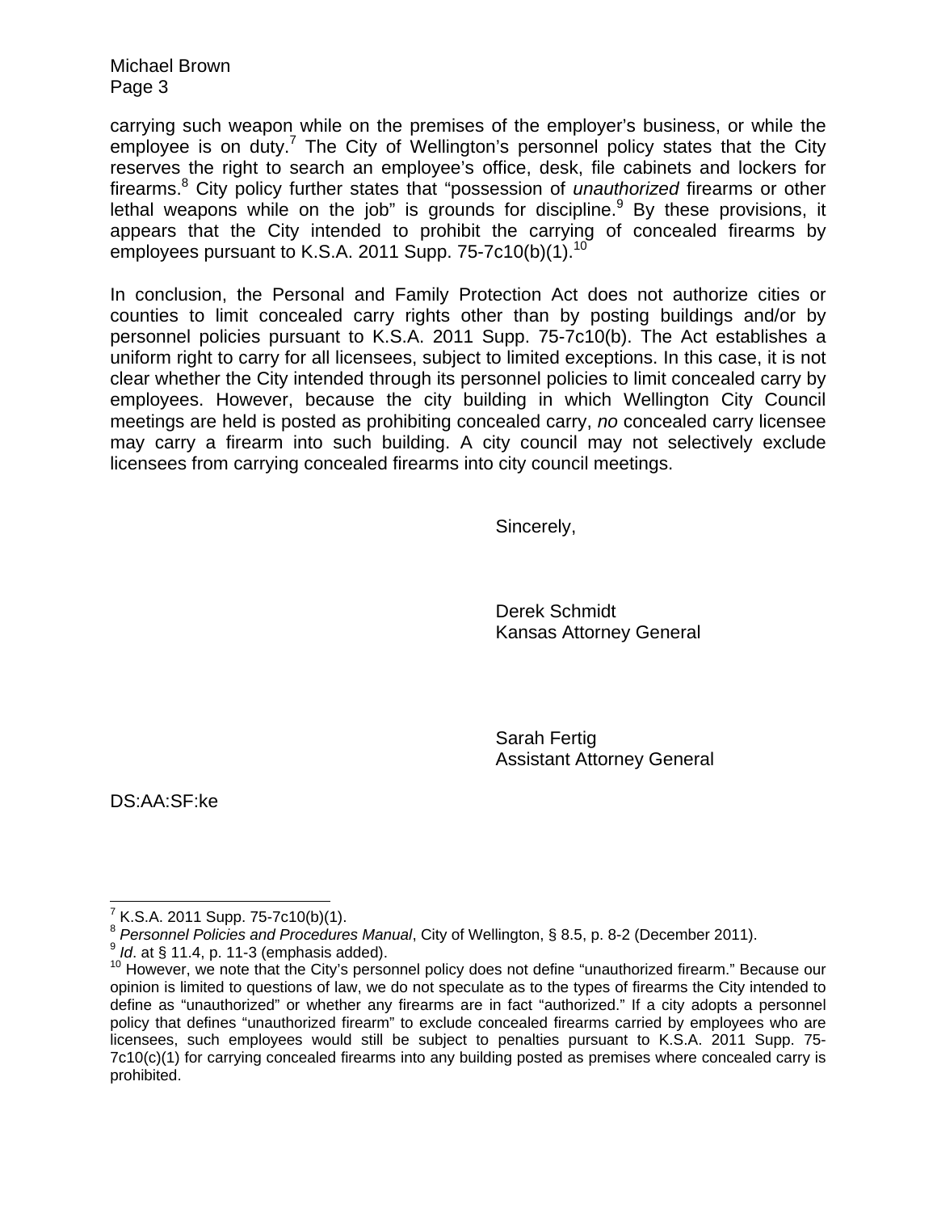carrying such weapon while on the premises of the employer's business, or while the employee is on duty.[7] The City of Wellington's personnel policy states that the City reserves the right to search an employee's office, desk, file cabinets and lockers for firearms.[8] City policy further states that "possession of *unauthorized* firearms or other lethal weapons while on the job" is grounds for discipline.[9] By these provisions, it appears that the City intended to prohibit the carrying of concealed firearms by employees pursuant to K.S.A. 2011 Supp. 75-7c10(b)(1).[10]

In conclusion, the Personal and Family Protection Act does not authorize cities or counties to limit concealed carry rights other than by posting buildings and/or by personnel policies pursuant to K.S.A. 2011 Supp. 75-7c10(b). The Act establishes a uniform right to carry for all licensees, subject to limited exceptions. In this case, it is not clear whether the City intended through its personnel policies to limit concealed carry by employees. However, because the city building in which Wellington City Council meetings are held is posted as prohibiting concealed carry, *no* concealed carry licensee may carry a firearm into such building. A city council may not selectively exclude licensees from carrying concealed firearms into city council meetings.

Sincerely,

Derek Schmidt
Kansas Attorney General

Sarah Fertig
Assistant Attorney General

DS:AA:SF:ke

---

[7] K.S.A. 2011 Supp. 75-7c10(b)(1).

[8] *Personnel Policies and Procedures Manual*, City of Wellington, § 8.5, p. 8-2 (December 2011).

[9] *Id*. at § 11.4, p. 11-3 (emphasis added).

[10] However, we note that the City's personnel policy does not define "unauthorized firearm." Because our opinion is limited to questions of law, we do not speculate as to the types of firearms the City intended to define as "unauthorized" or whether any firearms are in fact "authorized." If a city adopts a personnel policy that defines "unauthorized firearm" to exclude concealed firearms carried by employees who are licensees, such employees would still be subject to penalties pursuant to K.S.A. 2011 Supp. 75-7c10(c)(1) for carrying concealed firearms into any building posted as premises where concealed carry is prohibited.